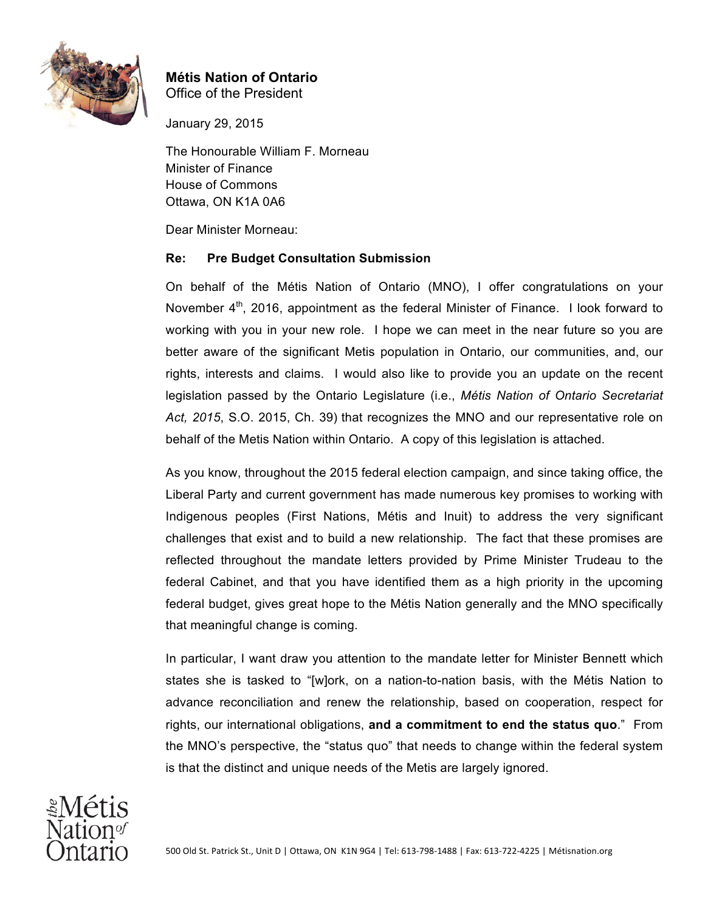**Métis Nation of Ontario**
Office of the President

January 29, 2015

The Honourable William F. Morneau
Minister of Finance
House of Commons
Ottawa, ON K1A 0A6

Dear Minister Morneau:

**Re: Pre Budget Consultation Submission**

On behalf of the Métis Nation of Ontario (MNO), I offer congratulations on your November 4th, 2016, appointment as the federal Minister of Finance. I look forward to working with you in your new role. I hope we can meet in the near future so you are better aware of the significant Metis population in Ontario, our communities, and, our rights, interests and claims. I would also like to provide you an update on the recent legislation passed by the Ontario Legislature (i.e., *Métis Nation of Ontario Secretariat Act, 2015*, S.O. 2015, Ch. 39) that recognizes the MNO and our representative role on behalf of the Metis Nation within Ontario. A copy of this legislation is attached.

As you know, throughout the 2015 federal election campaign, and since taking office, the Liberal Party and current government has made numerous key promises to working with Indigenous peoples (First Nations, Métis and Inuit) to address the very significant challenges that exist and to build a new relationship. The fact that these promises are reflected throughout the mandate letters provided by Prime Minister Trudeau to the federal Cabinet, and that you have identified them as a high priority in the upcoming federal budget, gives great hope to the Métis Nation generally and the MNO specifically that meaningful change is coming.

In particular, I want draw you attention to the mandate letter for Minister Bennett which states she is tasked to "[w]ork, on a nation-to-nation basis, with the Métis Nation to advance reconciliation and renew the relationship, based on cooperation, respect for rights, our international obligations, **and a commitment to end the status quo**." From the MNO's perspective, the "status quo" that needs to change within the federal system is that the distinct and unique needs of the Metis are largely ignored.

500 Old St. Patrick St., Unit D | Ottawa, ON K1N 9G4 | Tel: 613-798-1488 | Fax: 613-722-4225 | Métisnation.org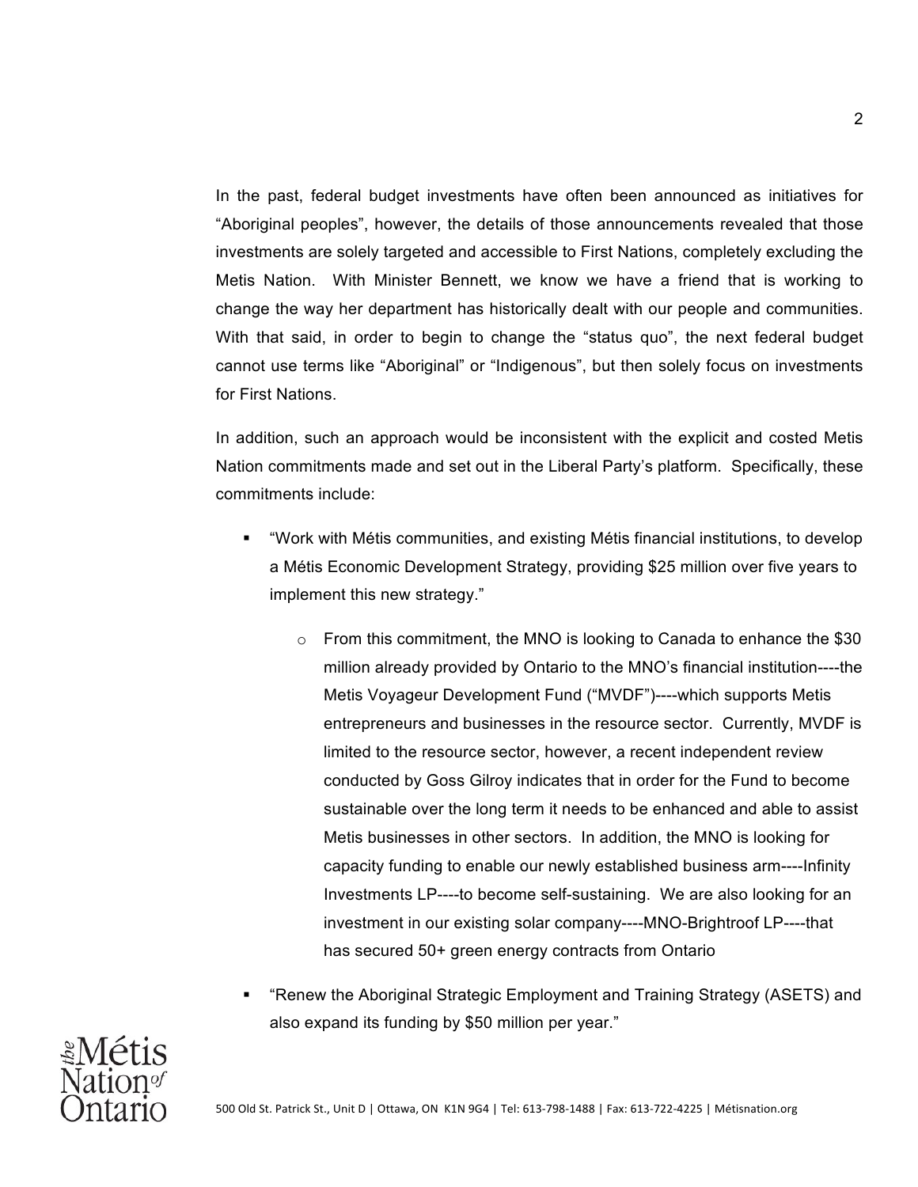In the past, federal budget investments have often been announced as initiatives for "Aboriginal peoples", however, the details of those announcements revealed that those investments are solely targeted and accessible to First Nations, completely excluding the Metis Nation. With Minister Bennett, we know we have a friend that is working to change the way her department has historically dealt with our people and communities. With that said, in order to begin to change the "status quo", the next federal budget cannot use terms like "Aboriginal" or "Indigenous", but then solely focus on investments for First Nations.

In addition, such an approach would be inconsistent with the explicit and costed Metis Nation commitments made and set out in the Liberal Party's platform. Specifically, these commitments include:

- "Work with Métis communities, and existing Métis financial institutions, to develop a Métis Economic Development Strategy, providing $25 million over five years to implement this new strategy."
  - From this commitment, the MNO is looking to Canada to enhance the $30 million already provided by Ontario to the MNO's financial institution----the Metis Voyageur Development Fund ("MVDF")----which supports Metis entrepreneurs and businesses in the resource sector. Currently, MVDF is limited to the resource sector, however, a recent independent review conducted by Goss Gilroy indicates that in order for the Fund to become sustainable over the long term it needs to be enhanced and able to assist Metis businesses in other sectors. In addition, the MNO is looking for capacity funding to enable our newly established business arm----Infinity Investments LP----to become self-sustaining. We are also looking for an investment in our existing solar company----MNO-Brightroof LP----that has secured 50+ green energy contracts from Ontario
- "Renew the Aboriginal Strategic Employment and Training Strategy (ASETS) and also expand its funding by $50 million per year."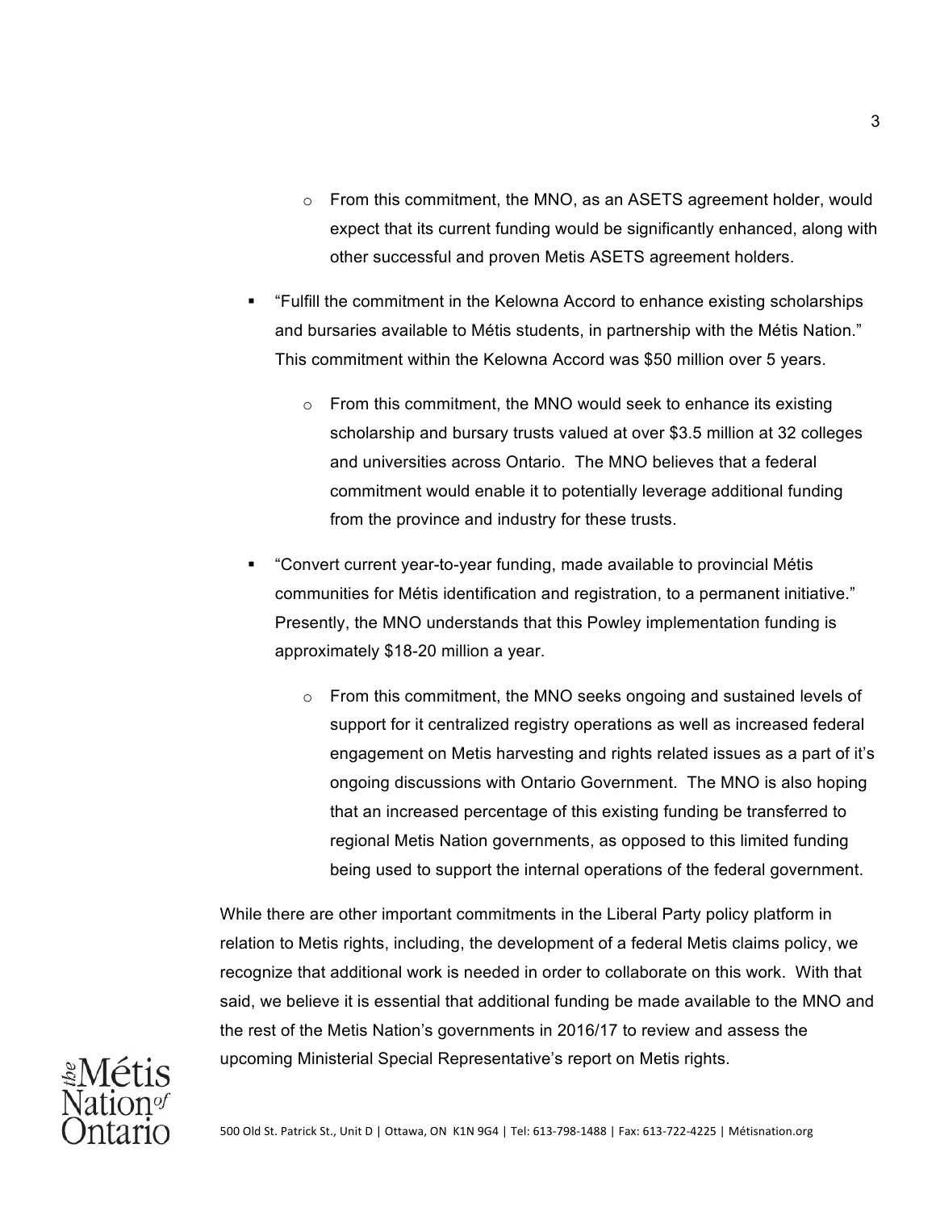- From this commitment, the MNO, as an ASETS agreement holder, would expect that its current funding would be significantly enhanced, along with other successful and proven Metis ASETS agreement holders.

- "Fulfill the commitment in the Kelowna Accord to enhance existing scholarships and bursaries available to Métis students, in partnership with the Métis Nation." This commitment within the Kelowna Accord was $50 million over 5 years.

  - From this commitment, the MNO would seek to enhance its existing scholarship and bursary trusts valued at over $3.5 million at 32 colleges and universities across Ontario. The MNO believes that a federal commitment would enable it to potentially leverage additional funding from the province and industry for these trusts.

- "Convert current year-to-year funding, made available to provincial Métis communities for Métis identification and registration, to a permanent initiative." Presently, the MNO understands that this Powley implementation funding is approximately $18-20 million a year.

  - From this commitment, the MNO seeks ongoing and sustained levels of support for it centralized registry operations as well as increased federal engagement on Metis harvesting and rights related issues as a part of it's ongoing discussions with Ontario Government. The MNO is also hoping that an increased percentage of this existing funding be transferred to regional Metis Nation governments, as opposed to this limited funding being used to support the internal operations of the federal government.

While there are other important commitments in the Liberal Party policy platform in relation to Metis rights, including, the development of a federal Metis claims policy, we recognize that additional work is needed in order to collaborate on this work. With that said, we believe it is essential that additional funding be made available to the MNO and the rest of the Metis Nation's governments in 2016/17 to review and assess the upcoming Ministerial Special Representative's report on Metis rights.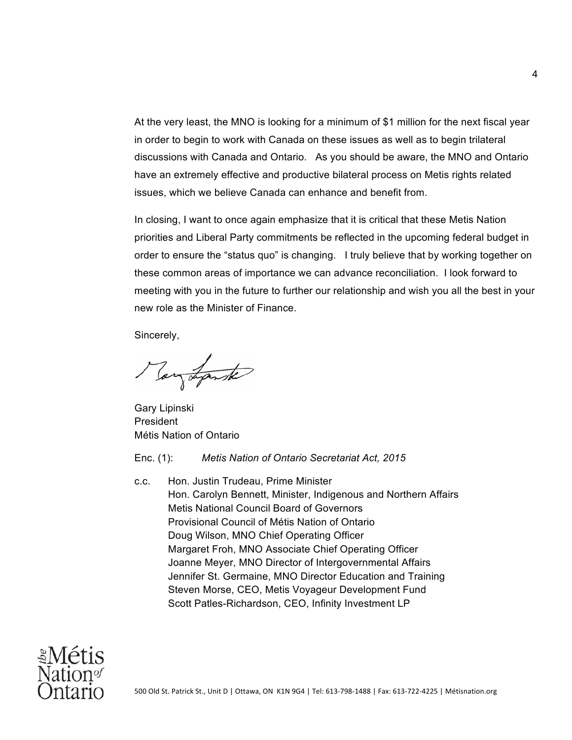At the very least, the MNO is looking for a minimum of $1 million for the next fiscal year in order to begin to work with Canada on these issues as well as to begin trilateral discussions with Canada and Ontario. As you should be aware, the MNO and Ontario have an extremely effective and productive bilateral process on Metis rights related issues, which we believe Canada can enhance and benefit from.

In closing, I want to once again emphasize that it is critical that these Metis Nation priorities and Liberal Party commitments be reflected in the upcoming federal budget in order to ensure the "status quo" is changing. I truly believe that by working together on these common areas of importance we can advance reconciliation. I look forward to meeting with you in the future to further our relationship and wish you all the best in your new role as the Minister of Finance.

Sincerely,

Gary Lipinski
President
Métis Nation of Ontario

Enc. (1): *Metis Nation of Ontario Secretariat Act, 2015*

c.c. Hon. Justin Trudeau, Prime Minister
Hon. Carolyn Bennett, Minister, Indigenous and Northern Affairs
Metis National Council Board of Governors
Provisional Council of Métis Nation of Ontario
Doug Wilson, MNO Chief Operating Officer
Margaret Froh, MNO Associate Chief Operating Officer
Joanne Meyer, MNO Director of Intergovernmental Affairs
Jennifer St. Germaine, MNO Director Education and Training
Steven Morse, CEO, Metis Voyageur Development Fund
Scott Patles-Richardson, CEO, Infinity Investment LP